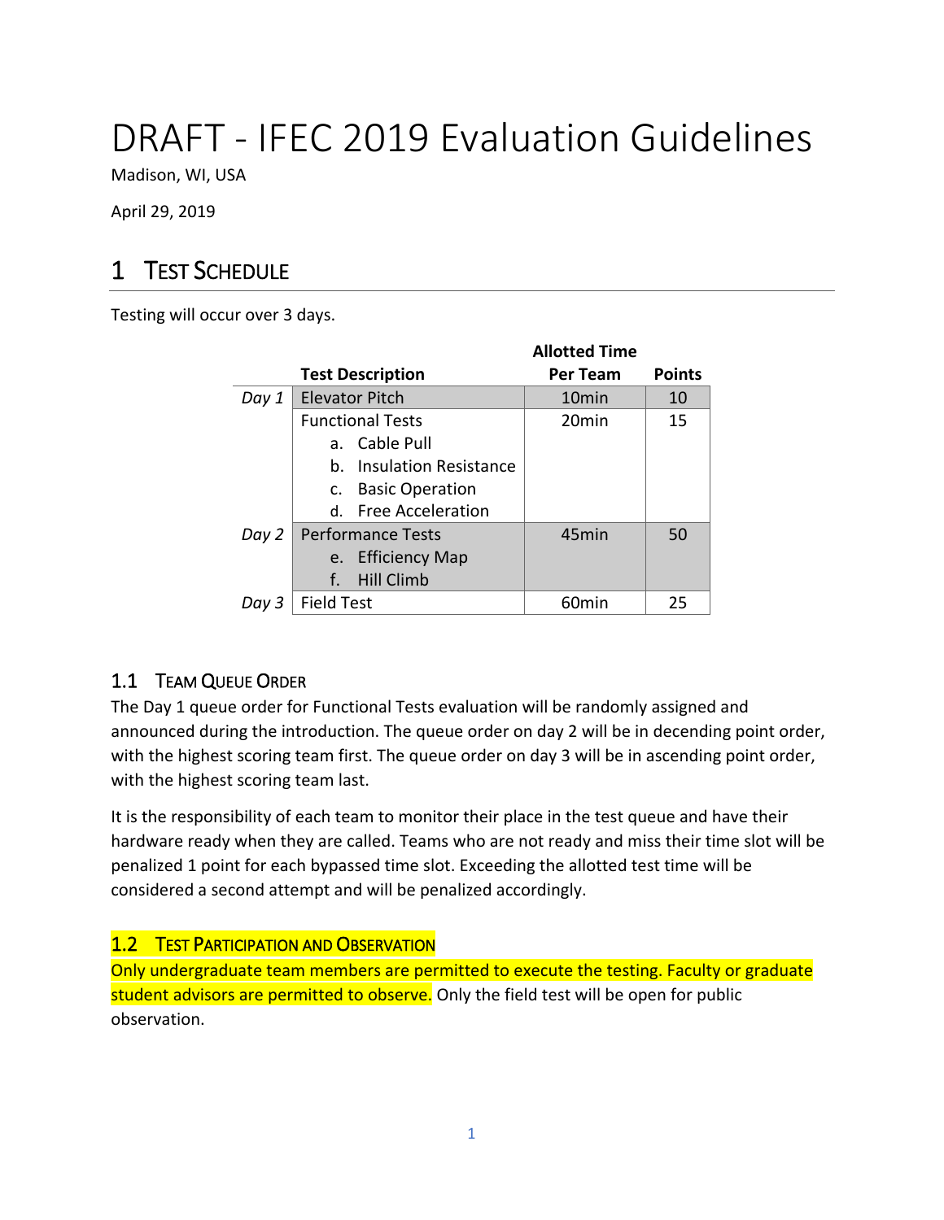# DRAFT - IFEC 2019 Evaluation Guidelines

Madison, WI, USA

April 29, 2019

## 1 Test Schedule

Testing will occur over 3 days.

| | Test Description | Allotted Time Per Team | Points |
|---|---|---|---|
| *Day 1* | Elevator Pitch | 10min | 10 |
| | Functional Tests<br>a. Cable Pull<br>b. Insulation Resistance<br>c. Basic Operation<br>d. Free Acceleration | 20min | 15 |
| *Day 2* | Performance Tests<br>e. Efficiency Map<br>f. Hill Climb | 45min | 50 |
| *Day 3* | Field Test | 60min | 25 |

### 1.1 Team Queue Order

The Day 1 queue order for Functional Tests evaluation will be randomly assigned and announced during the introduction. The queue order on day 2 will be in decending point order, with the highest scoring team first. The queue order on day 3 will be in ascending point order, with the highest scoring team last.

It is the responsibility of each team to monitor their place in the test queue and have their hardware ready when they are called. Teams who are not ready and miss their time slot will be penalized 1 point for each bypassed time slot. Exceeding the allotted test time will be considered a second attempt and will be penalized accordingly.

### 1.2 Test Participation and Observation

Only undergraduate team members are permitted to execute the testing. Faculty or graduate student advisors are permitted to observe. Only the field test will be open for public observation.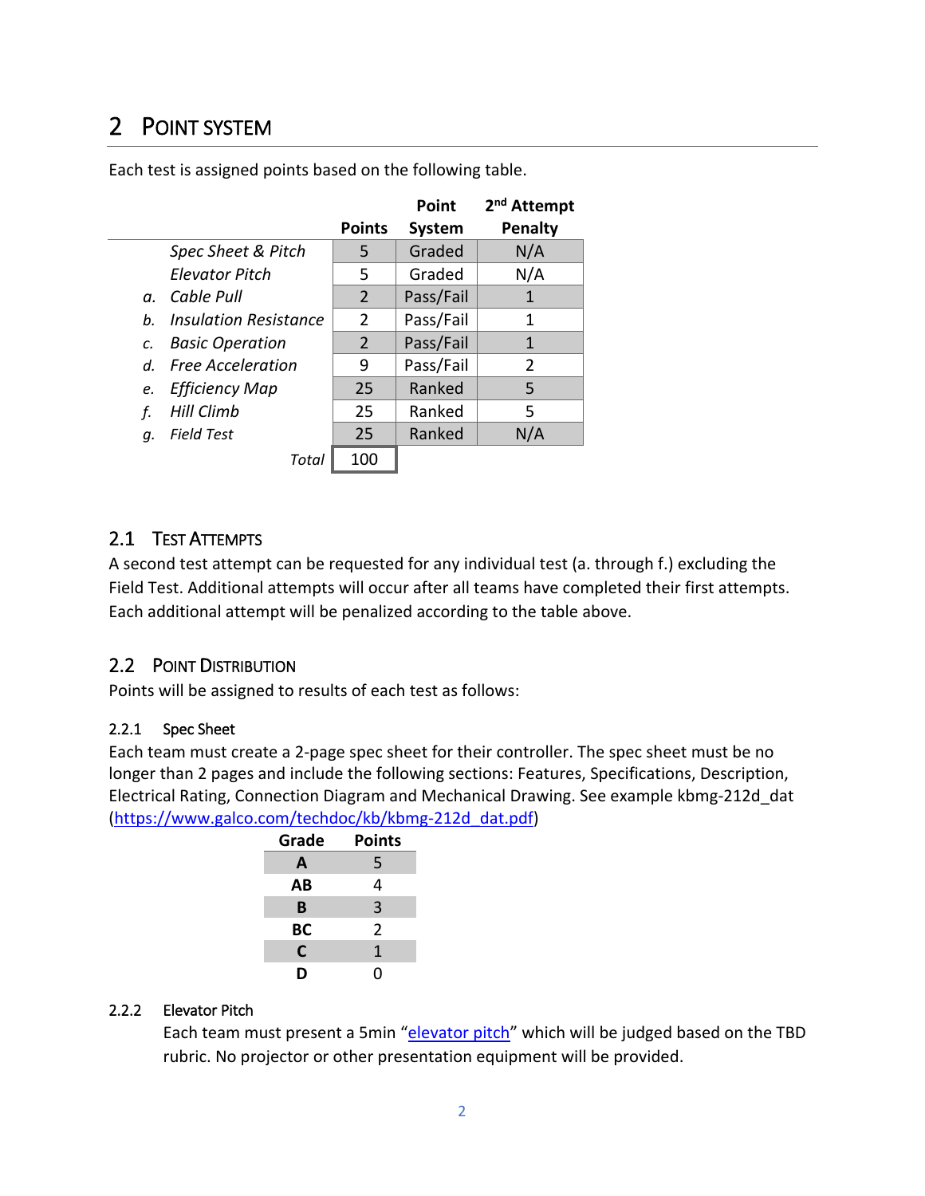# 2 Point System

Each test is assigned points based on the following table.

| | Points | Point System | 2nd Attempt Penalty |
|---|---|---|---|
| *Spec Sheet & Pitch* | 5 | Graded | N/A |
| *Elevator Pitch* | 5 | Graded | N/A |
| *a. Cable Pull* | 2 | Pass/Fail | 1 |
| *b. Insulation Resistance* | 2 | Pass/Fail | 1 |
| *c. Basic Operation* | 2 | Pass/Fail | 1 |
| *d. Free Acceleration* | 9 | Pass/Fail | 2 |
| *e. Efficiency Map* | 25 | Ranked | 5 |
| *f. Hill Climb* | 25 | Ranked | 5 |
| *g. Field Test* | 25 | Ranked | N/A |
| *Total* | 100 | | |

## 2.1 Test Attempts

A second test attempt can be requested for any individual test (a. through f.) excluding the Field Test. Additional attempts will occur after all teams have completed their first attempts. Each additional attempt will be penalized according to the table above.

## 2.2 Point Distribution

Points will be assigned to results of each test as follows:

### 2.2.1 Spec Sheet

Each team must create a 2-page spec sheet for their controller. The spec sheet must be no longer than 2 pages and include the following sections: Features, Specifications, Description, Electrical Rating, Connection Diagram and Mechanical Drawing. See example kbmg-212d_dat (https://www.galco.com/techdoc/kb/kbmg-212d_dat.pdf)

| Grade | Points |
|---|---|
| **A** | 5 |
| **AB** | 4 |
| **B** | 3 |
| **BC** | 2 |
| **C** | 1 |
| **D** | 0 |

### 2.2.2 Elevator Pitch

Each team must present a 5min "elevator pitch" which will be judged based on the TBD rubric. No projector or other presentation equipment will be provided.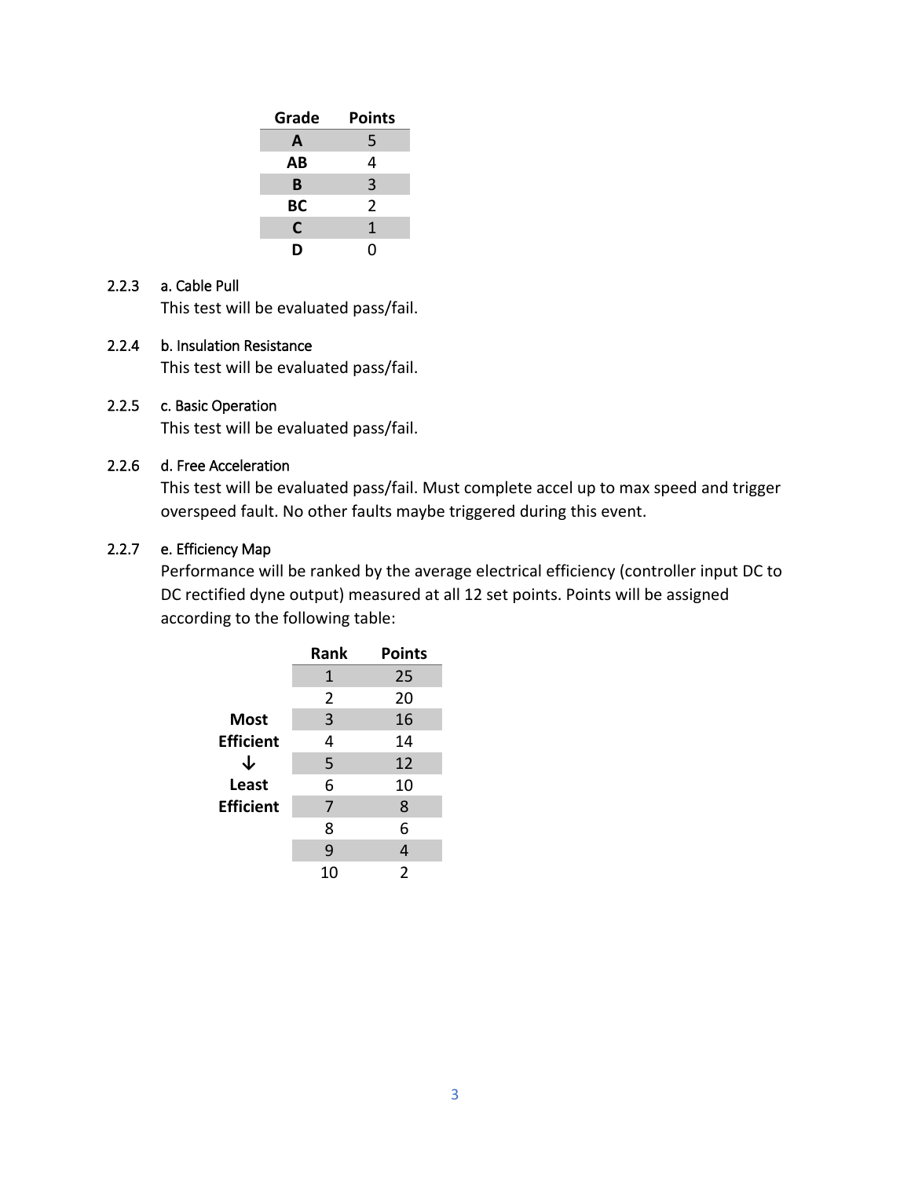| Grade | Points |
|---|---|
| **A** | 5 |
| **AB** | 4 |
| **B** | 3 |
| **BC** | 2 |
| **C** | 1 |
| **D** | 0 |

2.2.3 a. Cable Pull

This test will be evaluated pass/fail.

2.2.4 b. Insulation Resistance

This test will be evaluated pass/fail.

2.2.5 c. Basic Operation

This test will be evaluated pass/fail.

2.2.6 d. Free Acceleration

This test will be evaluated pass/fail. Must complete accel up to max speed and trigger overspeed fault. No other faults maybe triggered during this event.

2.2.7 e. Efficiency Map

Performance will be ranked by the average electrical efficiency (controller input DC to DC rectified dyne output) measured at all 12 set points. Points will be assigned according to the following table:

| | Rank | Points |
|---|---|---|
| | 1 | 25 |
| | 2 | 20 |
| **Most** | 3 | 16 |
| **Efficient** | 4 | 14 |
| **↓** | 5 | 12 |
| **Least** | 6 | 10 |
| **Efficient** | 7 | 8 |
| | 8 | 6 |
| | 9 | 4 |
| | 10 | 2 |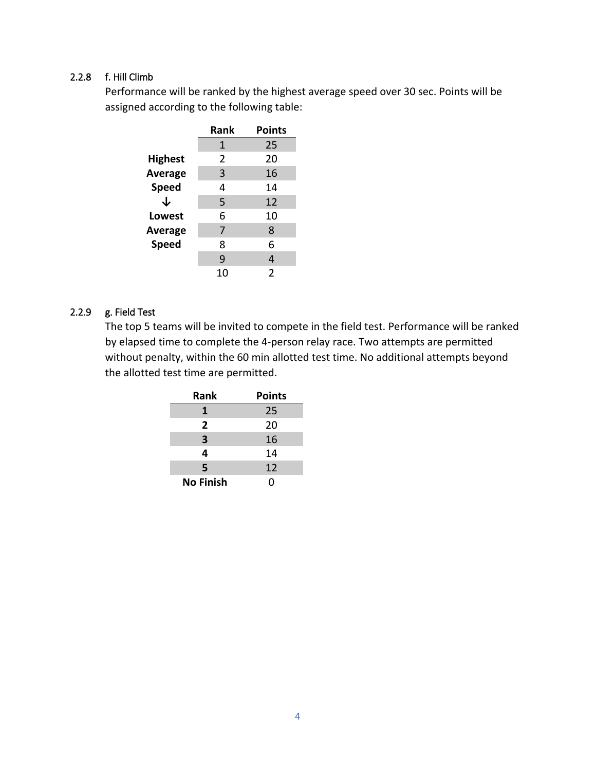### 2.2.8 f. Hill Climb

Performance will be ranked by the highest average speed over 30 sec. Points will be assigned according to the following table:

| | Rank | Points |
|---|---|---|
| | 1 | 25 |
| **Highest** | 2 | 20 |
| **Average** | 3 | 16 |
| **Speed** | 4 | 14 |
| **↓** | 5 | 12 |
| **Lowest** | 6 | 10 |
| **Average** | 7 | 8 |
| **Speed** | 8 | 6 |
| | 9 | 4 |
| | 10 | 2 |

### 2.2.9 g. Field Test

The top 5 teams will be invited to compete in the field test. Performance will be ranked by elapsed time to complete the 4-person relay race. Two attempts are permitted without penalty, within the 60 min allotted test time. No additional attempts beyond the allotted test time are permitted.

| Rank | Points |
|---|---|
| **1** | 25 |
| **2** | 20 |
| **3** | 16 |
| **4** | 14 |
| **5** | 12 |
| **No Finish** | 0 |